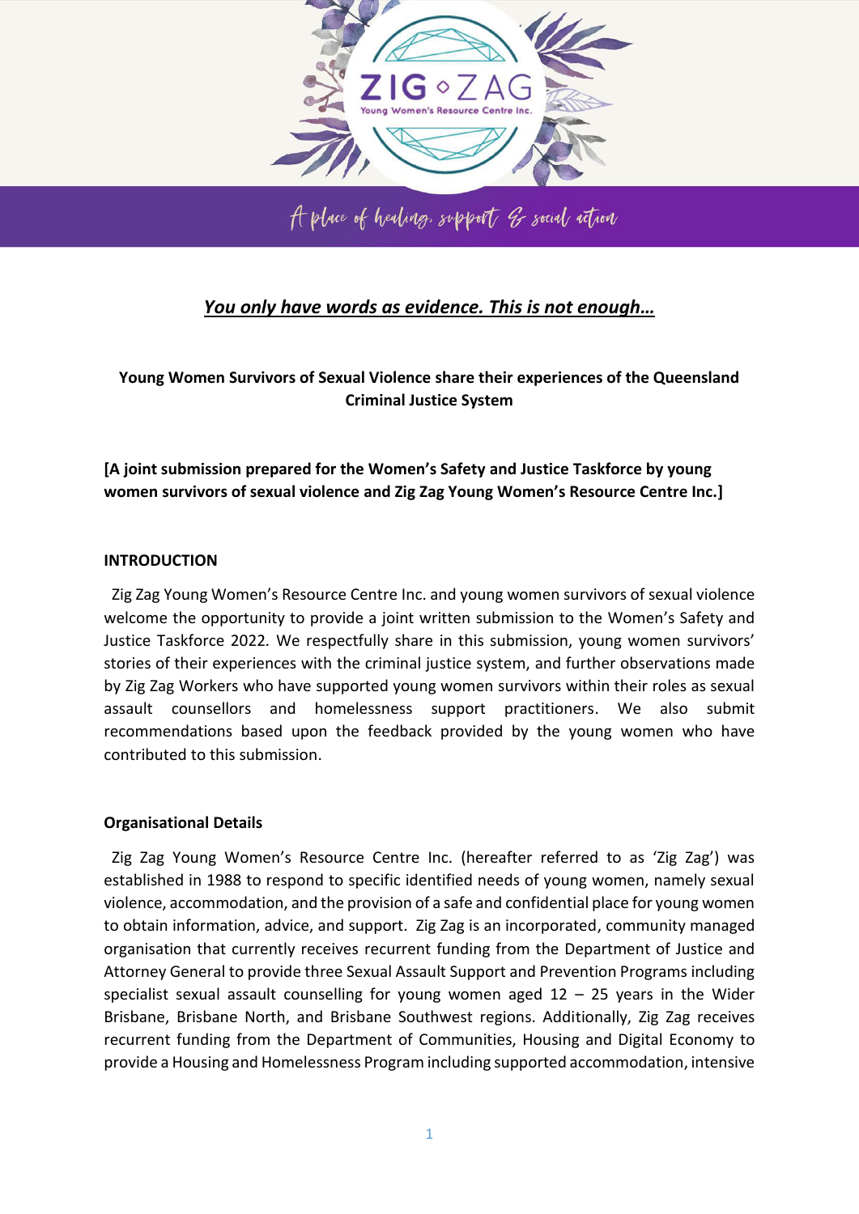ZIG ◇ ZAG
Young Women's Resource Centre Inc.

*A place of healing, support & social action*

***You only have words as evidence. This is not enough…***

**Young Women Survivors of Sexual Violence share their experiences of the Queensland Criminal Justice System**

**[A joint submission prepared for the Women's Safety and Justice Taskforce by young women survivors of sexual violence and Zig Zag Young Women's Resource Centre Inc.]**

## INTRODUCTION

Zig Zag Young Women's Resource Centre Inc. and young women survivors of sexual violence welcome the opportunity to provide a joint written submission to the Women's Safety and Justice Taskforce 2022. We respectfully share in this submission, young women survivors' stories of their experiences with the criminal justice system, and further observations made by Zig Zag Workers who have supported young women survivors within their roles as sexual assault counsellors and homelessness support practitioners. We also submit recommendations based upon the feedback provided by the young women who have contributed to this submission.

### Organisational Details

Zig Zag Young Women's Resource Centre Inc. (hereafter referred to as 'Zig Zag') was established in 1988 to respond to specific identified needs of young women, namely sexual violence, accommodation, and the provision of a safe and confidential place for young women to obtain information, advice, and support. Zig Zag is an incorporated, community managed organisation that currently receives recurrent funding from the Department of Justice and Attorney General to provide three Sexual Assault Support and Prevention Programs including specialist sexual assault counselling for young women aged 12 – 25 years in the Wider Brisbane, Brisbane North, and Brisbane Southwest regions. Additionally, Zig Zag receives recurrent funding from the Department of Communities, Housing and Digital Economy to provide a Housing and Homelessness Program including supported accommodation, intensive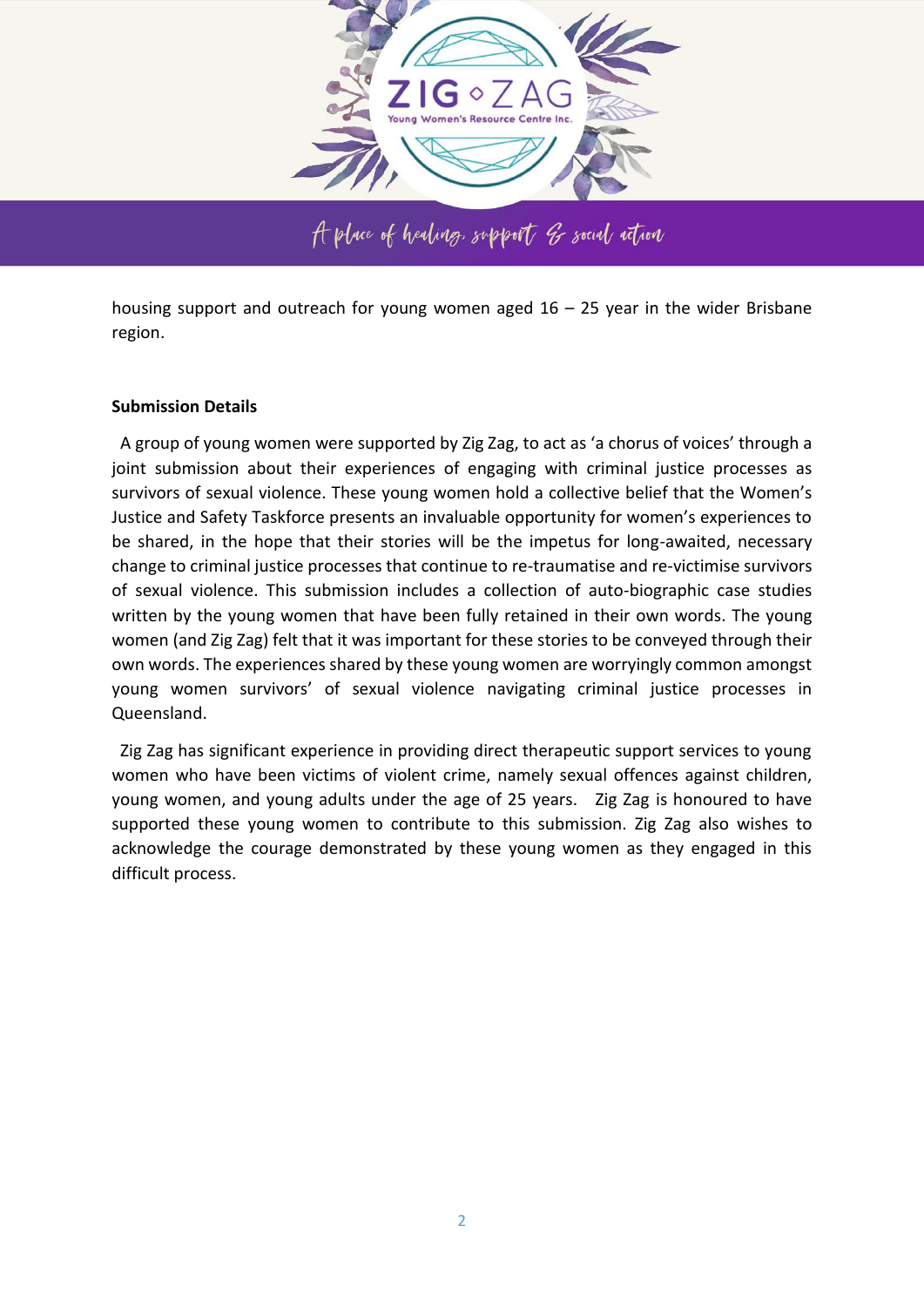housing support and outreach for young women aged 16 – 25 year in the wider Brisbane region.

**Submission Details**

A group of young women were supported by Zig Zag, to act as 'a chorus of voices' through a joint submission about their experiences of engaging with criminal justice processes as survivors of sexual violence. These young women hold a collective belief that the Women's Justice and Safety Taskforce presents an invaluable opportunity for women's experiences to be shared, in the hope that their stories will be the impetus for long-awaited, necessary change to criminal justice processes that continue to re-traumatise and re-victimise survivors of sexual violence. This submission includes a collection of auto-biographic case studies written by the young women that have been fully retained in their own words. The young women (and Zig Zag) felt that it was important for these stories to be conveyed through their own words. The experiences shared by these young women are worryingly common amongst young women survivors' of sexual violence navigating criminal justice processes in Queensland.

Zig Zag has significant experience in providing direct therapeutic support services to young women who have been victims of violent crime, namely sexual offences against children, young women, and young adults under the age of 25 years. Zig Zag is honoured to have supported these young women to contribute to this submission. Zig Zag also wishes to acknowledge the courage demonstrated by these young women as they engaged in this difficult process.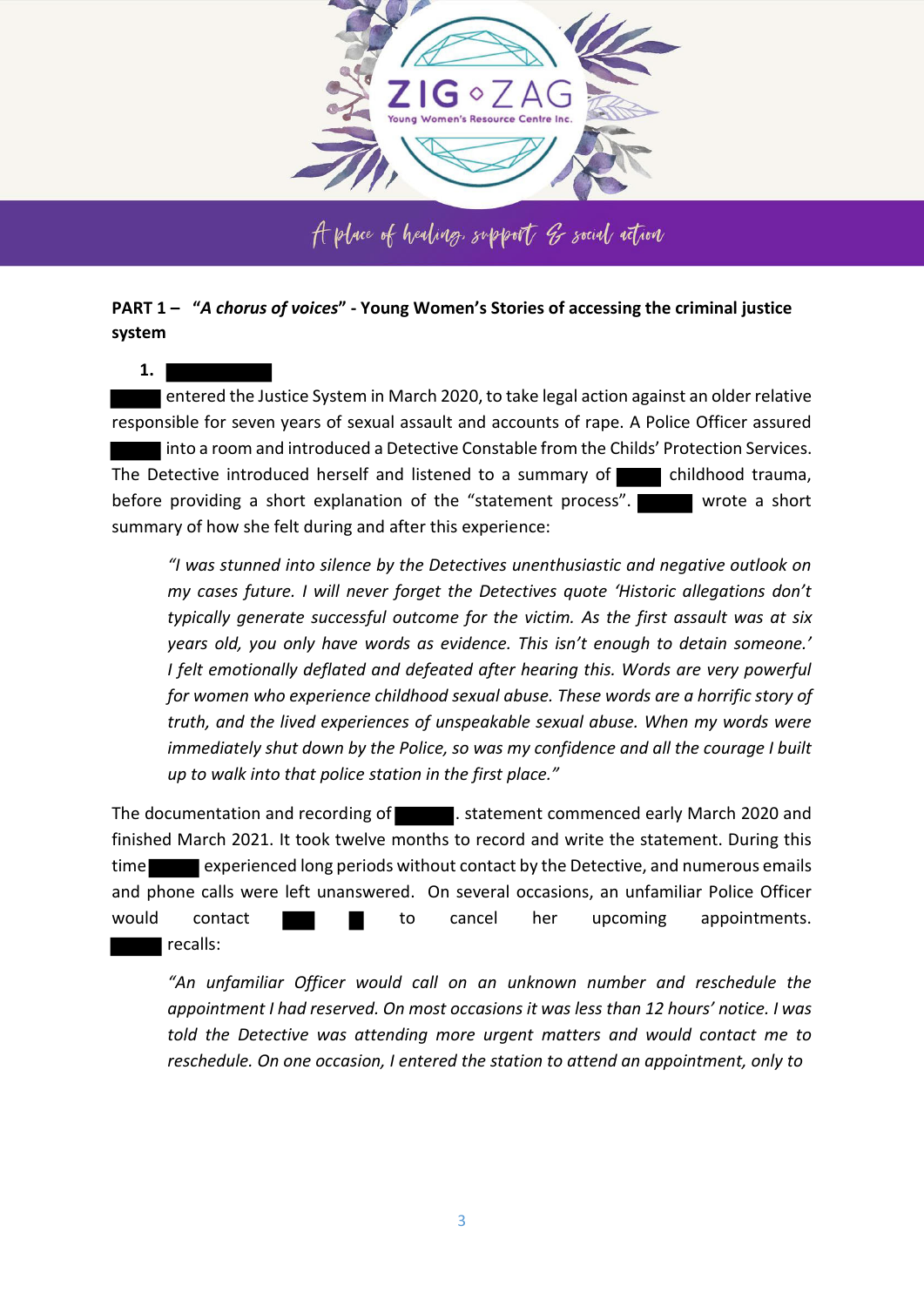## PART 1 – "*A chorus of voices*" - Young Women's Stories of accessing the criminal justice system

**1.** ██████

█████ entered the Justice System in March 2020, to take legal action against an older relative responsible for seven years of sexual assault and accounts of rape. A Police Officer assured █████ into a room and introduced a Detective Constable from the Childs' Protection Services. The Detective introduced herself and listened to a summary of █████ childhood trauma, before providing a short explanation of the "statement process". █████ wrote a short summary of how she felt during and after this experience:

> *"I was stunned into silence by the Detectives unenthusiastic and negative outlook on my cases future. I will never forget the Detectives quote 'Historic allegations don't typically generate successful outcome for the victim. As the first assault was at six years old, you only have words as evidence. This isn't enough to detain someone.' I felt emotionally deflated and defeated after hearing this. Words are very powerful for women who experience childhood sexual abuse. These words are a horrific story of truth, and the lived experiences of unspeakable sexual abuse. When my words were immediately shut down by the Police, so was my confidence and all the courage I built up to walk into that police station in the first place."*

The documentation and recording of █████. statement commenced early March 2020 and finished March 2021. It took twelve months to record and write the statement. During this time █████ experienced long periods without contact by the Detective, and numerous emails and phone calls were left unanswered. On several occasions, an unfamiliar Police Officer would contact ███ █ to cancel her upcoming appointments. █████ recalls:

> *"An unfamiliar Officer would call on an unknown number and reschedule the appointment I had reserved. On most occasions it was less than 12 hours' notice. I was told the Detective was attending more urgent matters and would contact me to reschedule. On one occasion, I entered the station to attend an appointment, only to*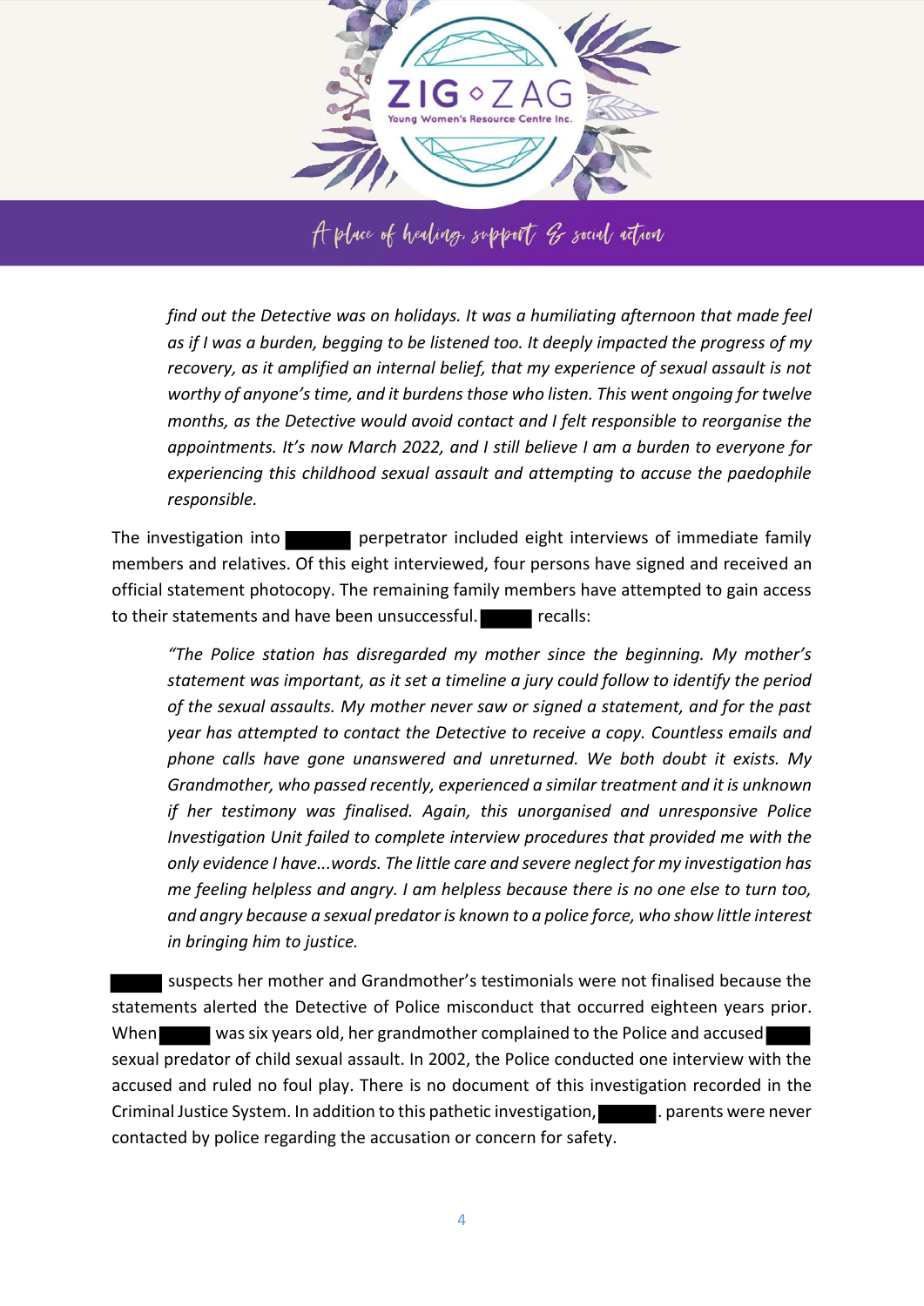*find out the Detective was on holidays. It was a humiliating afternoon that made feel as if I was a burden, begging to be listened too. It deeply impacted the progress of my recovery, as it amplified an internal belief, that my experience of sexual assault is not worthy of anyone's time, and it burdens those who listen. This went ongoing for twelve months, as the Detective would avoid contact and I felt responsible to reorganise the appointments. It's now March 2022, and I still believe I am a burden to everyone for experiencing this childhood sexual assault and attempting to accuse the paedophile responsible.*

The investigation into ██████ perpetrator included eight interviews of immediate family members and relatives. Of this eight interviewed, four persons have signed and received an official statement photocopy. The remaining family members have attempted to gain access to their statements and have been unsuccessful. ██████ recalls:

> *"The Police station has disregarded my mother since the beginning. My mother's statement was important, as it set a timeline a jury could follow to identify the period of the sexual assaults. My mother never saw or signed a statement, and for the past year has attempted to contact the Detective to receive a copy. Countless emails and phone calls have gone unanswered and unreturned. We both doubt it exists. My Grandmother, who passed recently, experienced a similar treatment and it is unknown if her testimony was finalised. Again, this unorganised and unresponsive Police Investigation Unit failed to complete interview procedures that provided me with the only evidence I have...words. The little care and severe neglect for my investigation has me feeling helpless and angry. I am helpless because there is no one else to turn too, and angry because a sexual predator is known to a police force, who show little interest in bringing him to justice.*

██████ suspects her mother and Grandmother's testimonials were not finalised because the statements alerted the Detective of Police misconduct that occurred eighteen years prior. When ██████ was six years old, her grandmother complained to the Police and accused ██████ sexual predator of child sexual assault. In 2002, the Police conducted one interview with the accused and ruled no foul play. There is no document of this investigation recorded in the Criminal Justice System. In addition to this pathetic investigation, ██████. parents were never contacted by police regarding the accusation or concern for safety.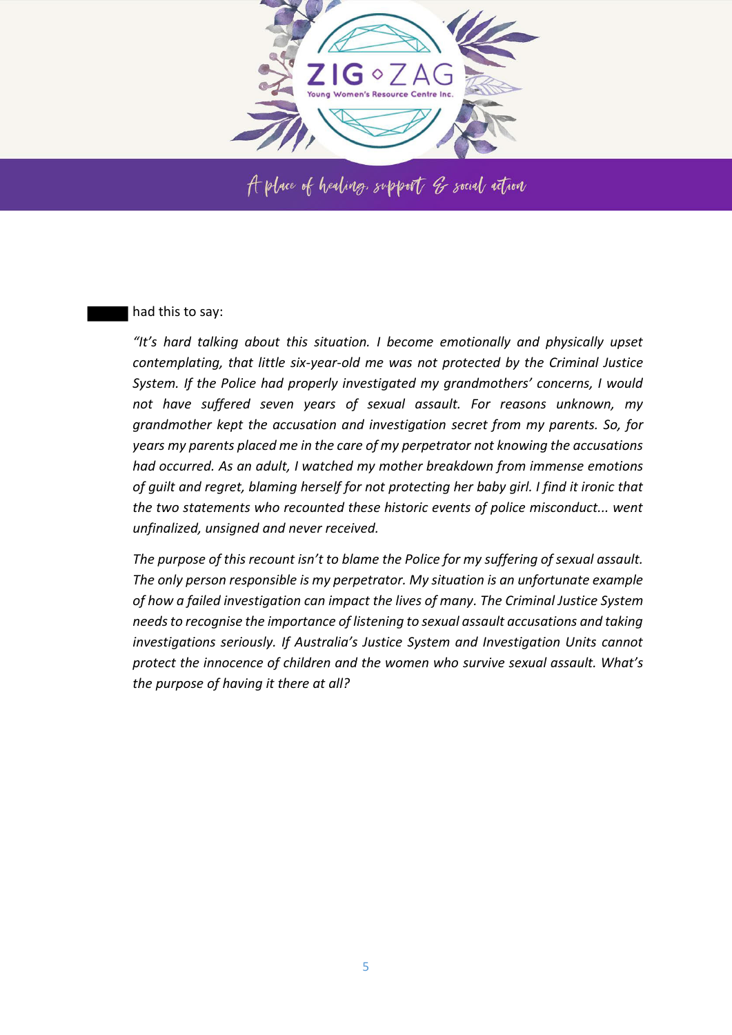█████ had this to say:

> *"It's hard talking about this situation. I become emotionally and physically upset contemplating, that little six-year-old me was not protected by the Criminal Justice System. If the Police had properly investigated my grandmothers' concerns, I would not have suffered seven years of sexual assault. For reasons unknown, my grandmother kept the accusation and investigation secret from my parents. So, for years my parents placed me in the care of my perpetrator not knowing the accusations had occurred. As an adult, I watched my mother breakdown from immense emotions of guilt and regret, blaming herself for not protecting her baby girl. I find it ironic that the two statements who recounted these historic events of police misconduct... went unfinalized, unsigned and never received.*
>
> *The purpose of this recount isn't to blame the Police for my suffering of sexual assault. The only person responsible is my perpetrator. My situation is an unfortunate example of how a failed investigation can impact the lives of many. The Criminal Justice System needs to recognise the importance of listening to sexual assault accusations and taking investigations seriously. If Australia's Justice System and Investigation Units cannot protect the innocence of children and the women who survive sexual assault. What's the purpose of having it there at all?*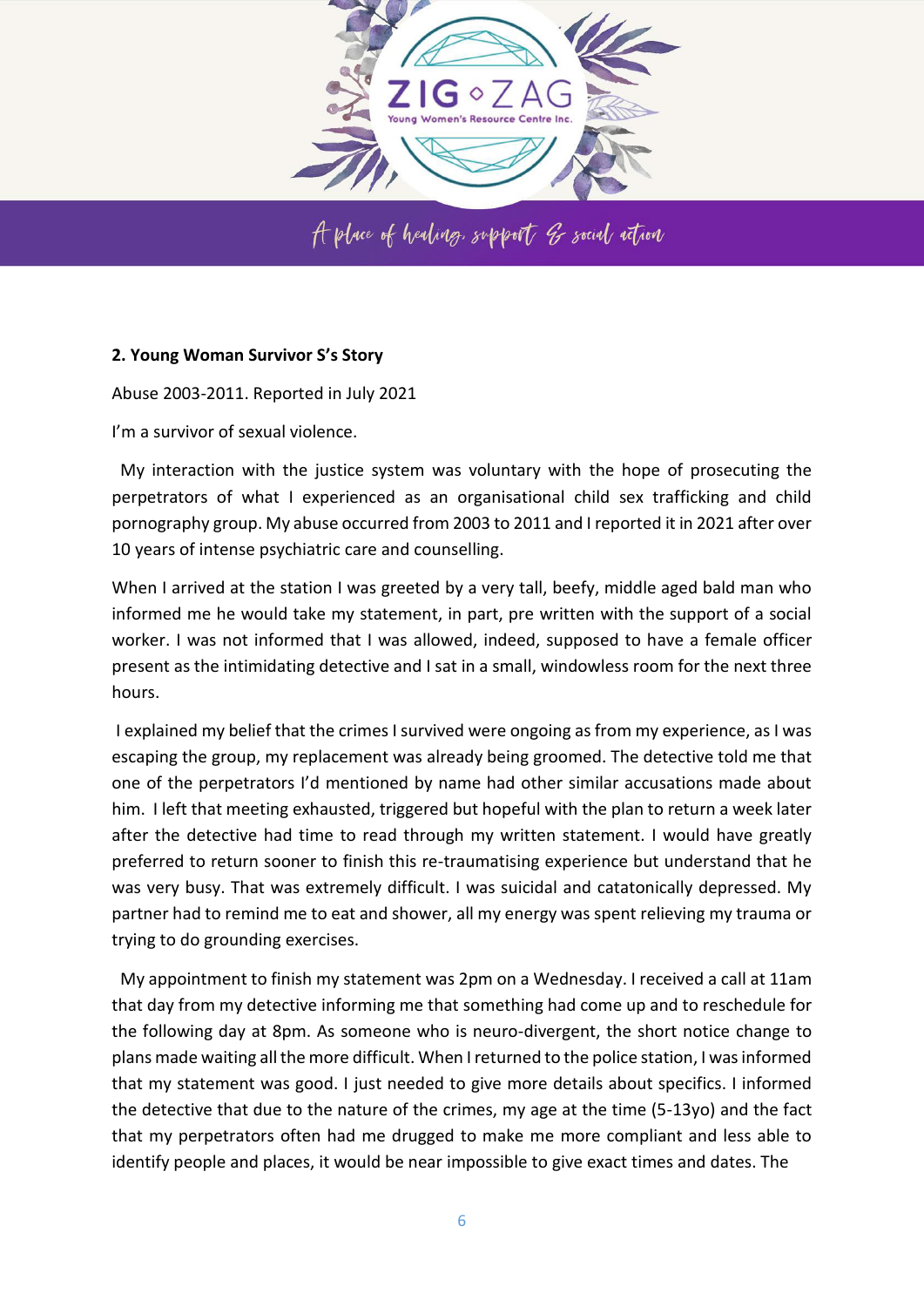**2. Young Woman Survivor S's Story**

Abuse 2003-2011. Reported in July 2021

I'm a survivor of sexual violence.

My interaction with the justice system was voluntary with the hope of prosecuting the perpetrators of what I experienced as an organisational child sex trafficking and child pornography group. My abuse occurred from 2003 to 2011 and I reported it in 2021 after over 10 years of intense psychiatric care and counselling.

When I arrived at the station I was greeted by a very tall, beefy, middle aged bald man who informed me he would take my statement, in part, pre written with the support of a social worker. I was not informed that I was allowed, indeed, supposed to have a female officer present as the intimidating detective and I sat in a small, windowless room for the next three hours.

I explained my belief that the crimes I survived were ongoing as from my experience, as I was escaping the group, my replacement was already being groomed. The detective told me that one of the perpetrators I'd mentioned by name had other similar accusations made about him. I left that meeting exhausted, triggered but hopeful with the plan to return a week later after the detective had time to read through my written statement. I would have greatly preferred to return sooner to finish this re-traumatising experience but understand that he was very busy. That was extremely difficult. I was suicidal and catatonically depressed. My partner had to remind me to eat and shower, all my energy was spent relieving my trauma or trying to do grounding exercises.

My appointment to finish my statement was 2pm on a Wednesday. I received a call at 11am that day from my detective informing me that something had come up and to reschedule for the following day at 8pm. As someone who is neuro-divergent, the short notice change to plans made waiting all the more difficult. When I returned to the police station, I was informed that my statement was good. I just needed to give more details about specifics. I informed the detective that due to the nature of the crimes, my age at the time (5-13yo) and the fact that my perpetrators often had me drugged to make me more compliant and less able to identify people and places, it would be near impossible to give exact times and dates. The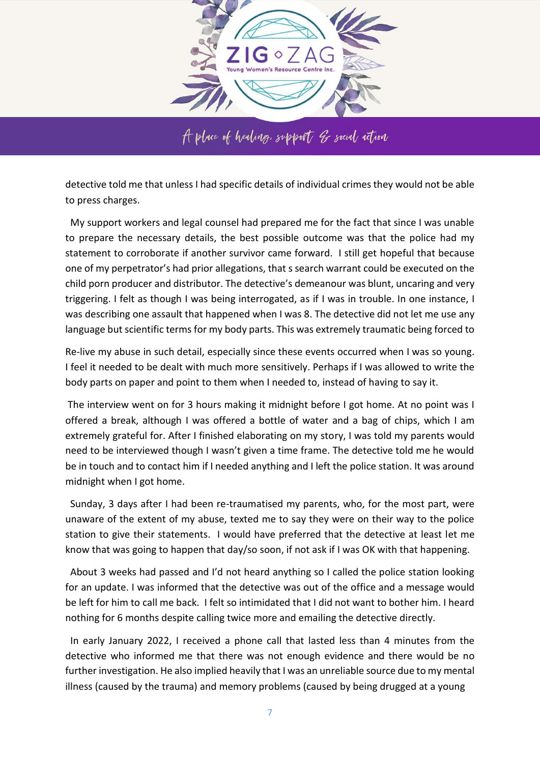detective told me that unless I had specific details of individual crimes they would not be able to press charges.

My support workers and legal counsel had prepared me for the fact that since I was unable to prepare the necessary details, the best possible outcome was that the police had my statement to corroborate if another survivor came forward. I still get hopeful that because one of my perpetrator's had prior allegations, that s search warrant could be executed on the child porn producer and distributor. The detective's demeanour was blunt, uncaring and very triggering. I felt as though I was being interrogated, as if I was in trouble. In one instance, I was describing one assault that happened when I was 8. The detective did not let me use any language but scientific terms for my body parts. This was extremely traumatic being forced to

Re-live my abuse in such detail, especially since these events occurred when I was so young. I feel it needed to be dealt with much more sensitively. Perhaps if I was allowed to write the body parts on paper and point to them when I needed to, instead of having to say it.

The interview went on for 3 hours making it midnight before I got home. At no point was I offered a break, although I was offered a bottle of water and a bag of chips, which I am extremely grateful for. After I finished elaborating on my story, I was told my parents would need to be interviewed though I wasn't given a time frame. The detective told me he would be in touch and to contact him if I needed anything and I left the police station. It was around midnight when I got home.

Sunday, 3 days after I had been re-traumatised my parents, who, for the most part, were unaware of the extent of my abuse, texted me to say they were on their way to the police station to give their statements. I would have preferred that the detective at least let me know that was going to happen that day/so soon, if not ask if I was OK with that happening.

About 3 weeks had passed and I'd not heard anything so I called the police station looking for an update. I was informed that the detective was out of the office and a message would be left for him to call me back. I felt so intimidated that I did not want to bother him. I heard nothing for 6 months despite calling twice more and emailing the detective directly.

In early January 2022, I received a phone call that lasted less than 4 minutes from the detective who informed me that there was not enough evidence and there would be no further investigation. He also implied heavily that I was an unreliable source due to my mental illness (caused by the trauma) and memory problems (caused by being drugged at a young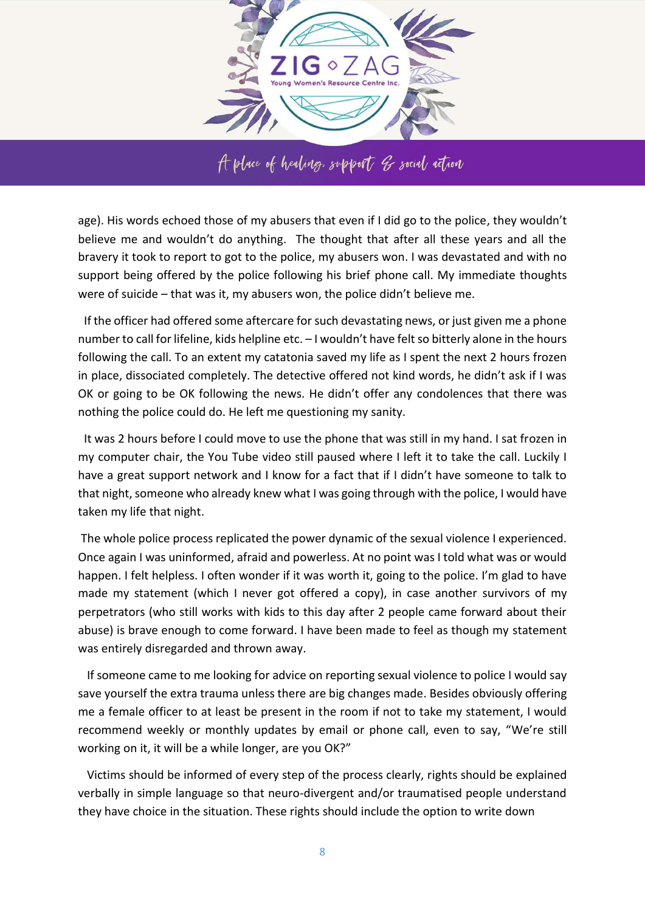age). His words echoed those of my abusers that even if I did go to the police, they wouldn't believe me and wouldn't do anything. The thought that after all these years and all the bravery it took to report to got to the police, my abusers won. I was devastated and with no support being offered by the police following his brief phone call. My immediate thoughts were of suicide – that was it, my abusers won, the police didn't believe me.

If the officer had offered some aftercare for such devastating news, or just given me a phone number to call for lifeline, kids helpline etc. – I wouldn't have felt so bitterly alone in the hours following the call. To an extent my catatonia saved my life as I spent the next 2 hours frozen in place, dissociated completely. The detective offered not kind words, he didn't ask if I was OK or going to be OK following the news. He didn't offer any condolences that there was nothing the police could do. He left me questioning my sanity.

It was 2 hours before I could move to use the phone that was still in my hand. I sat frozen in my computer chair, the You Tube video still paused where I left it to take the call. Luckily I have a great support network and I know for a fact that if I didn't have someone to talk to that night, someone who already knew what I was going through with the police, I would have taken my life that night.

The whole police process replicated the power dynamic of the sexual violence I experienced. Once again I was uninformed, afraid and powerless. At no point was I told what was or would happen. I felt helpless. I often wonder if it was worth it, going to the police. I'm glad to have made my statement (which I never got offered a copy), in case another survivors of my perpetrators (who still works with kids to this day after 2 people came forward about their abuse) is brave enough to come forward. I have been made to feel as though my statement was entirely disregarded and thrown away.

If someone came to me looking for advice on reporting sexual violence to police I would say save yourself the extra trauma unless there are big changes made. Besides obviously offering me a female officer to at least be present in the room if not to take my statement, I would recommend weekly or monthly updates by email or phone call, even to say, "We're still working on it, it will be a while longer, are you OK?"

Victims should be informed of every step of the process clearly, rights should be explained verbally in simple language so that neuro-divergent and/or traumatised people understand they have choice in the situation. These rights should include the option to write down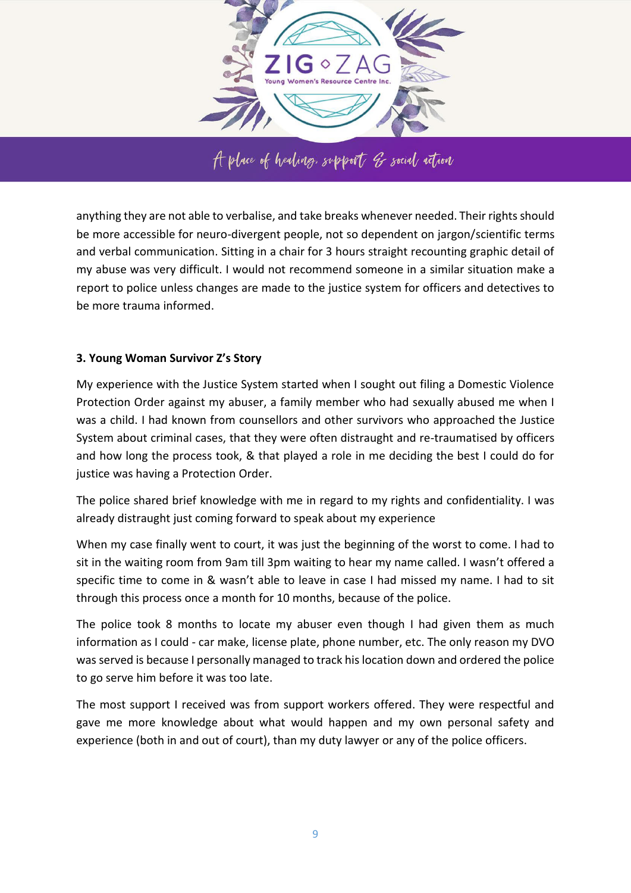anything they are not able to verbalise, and take breaks whenever needed. Their rights should be more accessible for neuro-divergent people, not so dependent on jargon/scientific terms and verbal communication. Sitting in a chair for 3 hours straight recounting graphic detail of my abuse was very difficult. I would not recommend someone in a similar situation make a report to police unless changes are made to the justice system for officers and detectives to be more trauma informed.

### 3. Young Woman Survivor Z's Story

My experience with the Justice System started when I sought out filing a Domestic Violence Protection Order against my abuser, a family member who had sexually abused me when I was a child. I had known from counsellors and other survivors who approached the Justice System about criminal cases, that they were often distraught and re-traumatised by officers and how long the process took, & that played a role in me deciding the best I could do for justice was having a Protection Order.

The police shared brief knowledge with me in regard to my rights and confidentiality. I was already distraught just coming forward to speak about my experience

When my case finally went to court, it was just the beginning of the worst to come. I had to sit in the waiting room from 9am till 3pm waiting to hear my name called. I wasn't offered a specific time to come in & wasn't able to leave in case I had missed my name. I had to sit through this process once a month for 10 months, because of the police.

The police took 8 months to locate my abuser even though I had given them as much information as I could - car make, license plate, phone number, etc. The only reason my DVO was served is because I personally managed to track his location down and ordered the police to go serve him before it was too late.

The most support I received was from support workers offered. They were respectful and gave me more knowledge about what would happen and my own personal safety and experience (both in and out of court), than my duty lawyer or any of the police officers.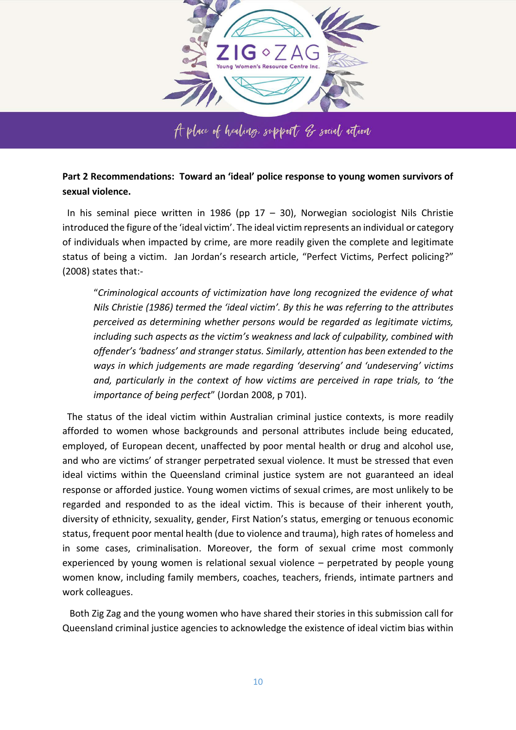**Part 2 Recommendations: Toward an 'ideal' police response to young women survivors of sexual violence.**

In his seminal piece written in 1986 (pp 17 – 30), Norwegian sociologist Nils Christie introduced the figure of the 'ideal victim'. The ideal victim represents an individual or category of individuals when impacted by crime, are more readily given the complete and legitimate status of being a victim. Jan Jordan's research article, "Perfect Victims, Perfect policing?" (2008) states that:-

> "*Criminological accounts of victimization have long recognized the evidence of what Nils Christie (1986) termed the 'ideal victim'. By this he was referring to the attributes perceived as determining whether persons would be regarded as legitimate victims, including such aspects as the victim's weakness and lack of culpability, combined with offender's 'badness' and stranger status. Similarly, attention has been extended to the ways in which judgements are made regarding 'deserving' and 'undeserving' victims and, particularly in the context of how victims are perceived in rape trials, to 'the importance of being perfect*" (Jordan 2008, p 701).

The status of the ideal victim within Australian criminal justice contexts, is more readily afforded to women whose backgrounds and personal attributes include being educated, employed, of European decent, unaffected by poor mental health or drug and alcohol use, and who are victims' of stranger perpetrated sexual violence. It must be stressed that even ideal victims within the Queensland criminal justice system are not guaranteed an ideal response or afforded justice. Young women victims of sexual crimes, are most unlikely to be regarded and responded to as the ideal victim. This is because of their inherent youth, diversity of ethnicity, sexuality, gender, First Nation's status, emerging or tenuous economic status, frequent poor mental health (due to violence and trauma), high rates of homeless and in some cases, criminalisation. Moreover, the form of sexual crime most commonly experienced by young women is relational sexual violence – perpetrated by people young women know, including family members, coaches, teachers, friends, intimate partners and work colleagues.

Both Zig Zag and the young women who have shared their stories in this submission call for Queensland criminal justice agencies to acknowledge the existence of ideal victim bias within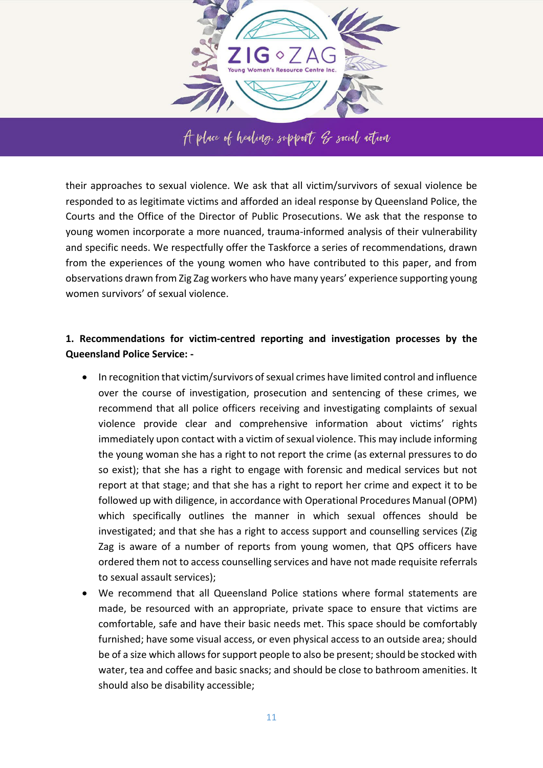their approaches to sexual violence. We ask that all victim/survivors of sexual violence be responded to as legitimate victims and afforded an ideal response by Queensland Police, the Courts and the Office of the Director of Public Prosecutions. We ask that the response to young women incorporate a more nuanced, trauma-informed analysis of their vulnerability and specific needs. We respectfully offer the Taskforce a series of recommendations, drawn from the experiences of the young women who have contributed to this paper, and from observations drawn from Zig Zag workers who have many years' experience supporting young women survivors' of sexual violence.

**1. Recommendations for victim-centred reporting and investigation processes by the Queensland Police Service: -**

- In recognition that victim/survivors of sexual crimes have limited control and influence over the course of investigation, prosecution and sentencing of these crimes, we recommend that all police officers receiving and investigating complaints of sexual violence provide clear and comprehensive information about victims' rights immediately upon contact with a victim of sexual violence. This may include informing the young woman she has a right to not report the crime (as external pressures to do so exist); that she has a right to engage with forensic and medical services but not report at that stage; and that she has a right to report her crime and expect it to be followed up with diligence, in accordance with Operational Procedures Manual (OPM) which specifically outlines the manner in which sexual offences should be investigated; and that she has a right to access support and counselling services (Zig Zag is aware of a number of reports from young women, that QPS officers have ordered them not to access counselling services and have not made requisite referrals to sexual assault services);
- We recommend that all Queensland Police stations where formal statements are made, be resourced with an appropriate, private space to ensure that victims are comfortable, safe and have their basic needs met. This space should be comfortably furnished; have some visual access, or even physical access to an outside area; should be of a size which allows for support people to also be present; should be stocked with water, tea and coffee and basic snacks; and should be close to bathroom amenities. It should also be disability accessible;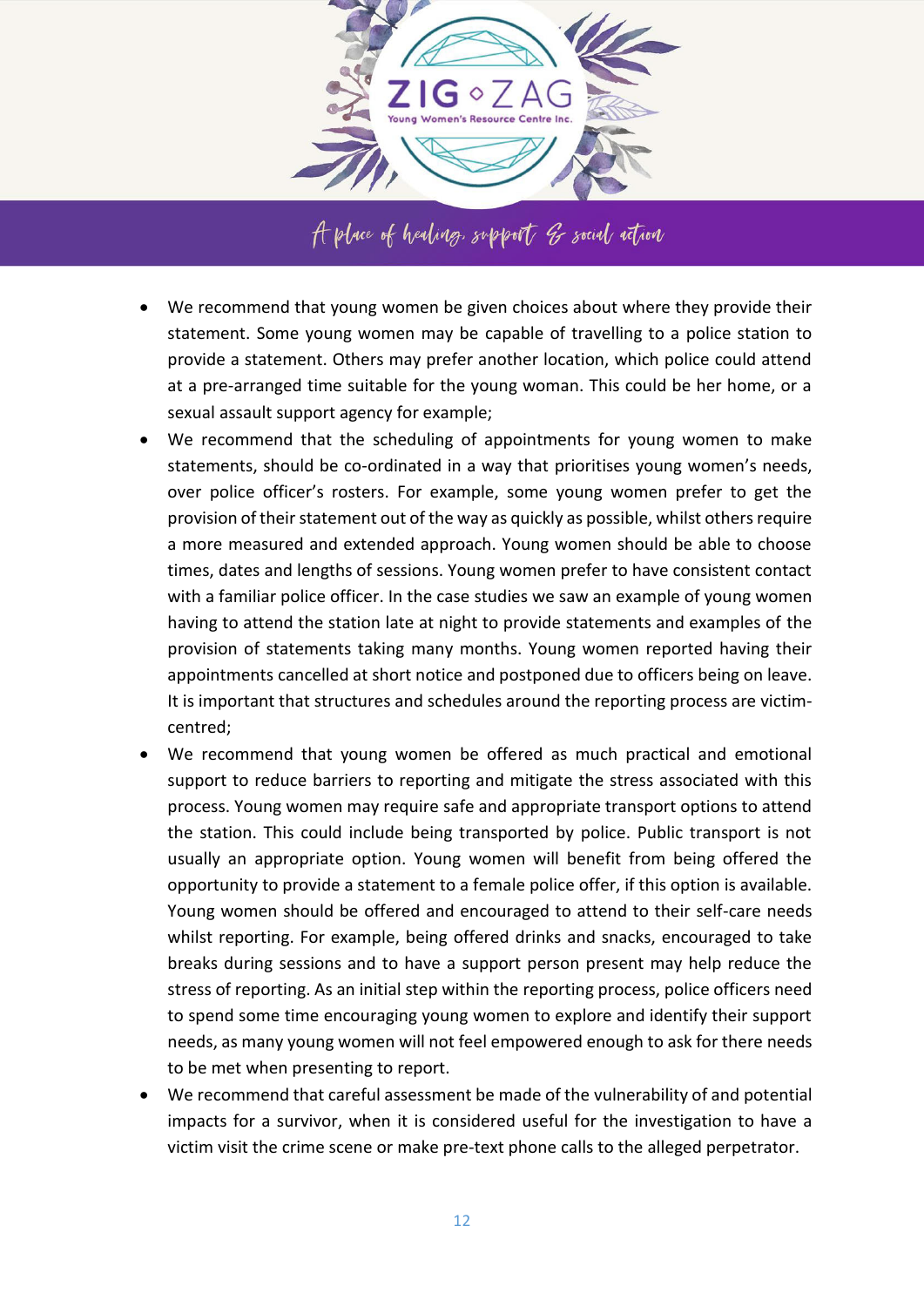- We recommend that young women be given choices about where they provide their statement. Some young women may be capable of travelling to a police station to provide a statement. Others may prefer another location, which police could attend at a pre-arranged time suitable for the young woman. This could be her home, or a sexual assault support agency for example;
- We recommend that the scheduling of appointments for young women to make statements, should be co-ordinated in a way that prioritises young women's needs, over police officer's rosters. For example, some young women prefer to get the provision of their statement out of the way as quickly as possible, whilst others require a more measured and extended approach. Young women should be able to choose times, dates and lengths of sessions. Young women prefer to have consistent contact with a familiar police officer. In the case studies we saw an example of young women having to attend the station late at night to provide statements and examples of the provision of statements taking many months. Young women reported having their appointments cancelled at short notice and postponed due to officers being on leave. It is important that structures and schedules around the reporting process are victim-centred;
- We recommend that young women be offered as much practical and emotional support to reduce barriers to reporting and mitigate the stress associated with this process. Young women may require safe and appropriate transport options to attend the station. This could include being transported by police. Public transport is not usually an appropriate option. Young women will benefit from being offered the opportunity to provide a statement to a female police offer, if this option is available. Young women should be offered and encouraged to attend to their self-care needs whilst reporting. For example, being offered drinks and snacks, encouraged to take breaks during sessions and to have a support person present may help reduce the stress of reporting. As an initial step within the reporting process, police officers need to spend some time encouraging young women to explore and identify their support needs, as many young women will not feel empowered enough to ask for there needs to be met when presenting to report.
- We recommend that careful assessment be made of the vulnerability of and potential impacts for a survivor, when it is considered useful for the investigation to have a victim visit the crime scene or make pre-text phone calls to the alleged perpetrator.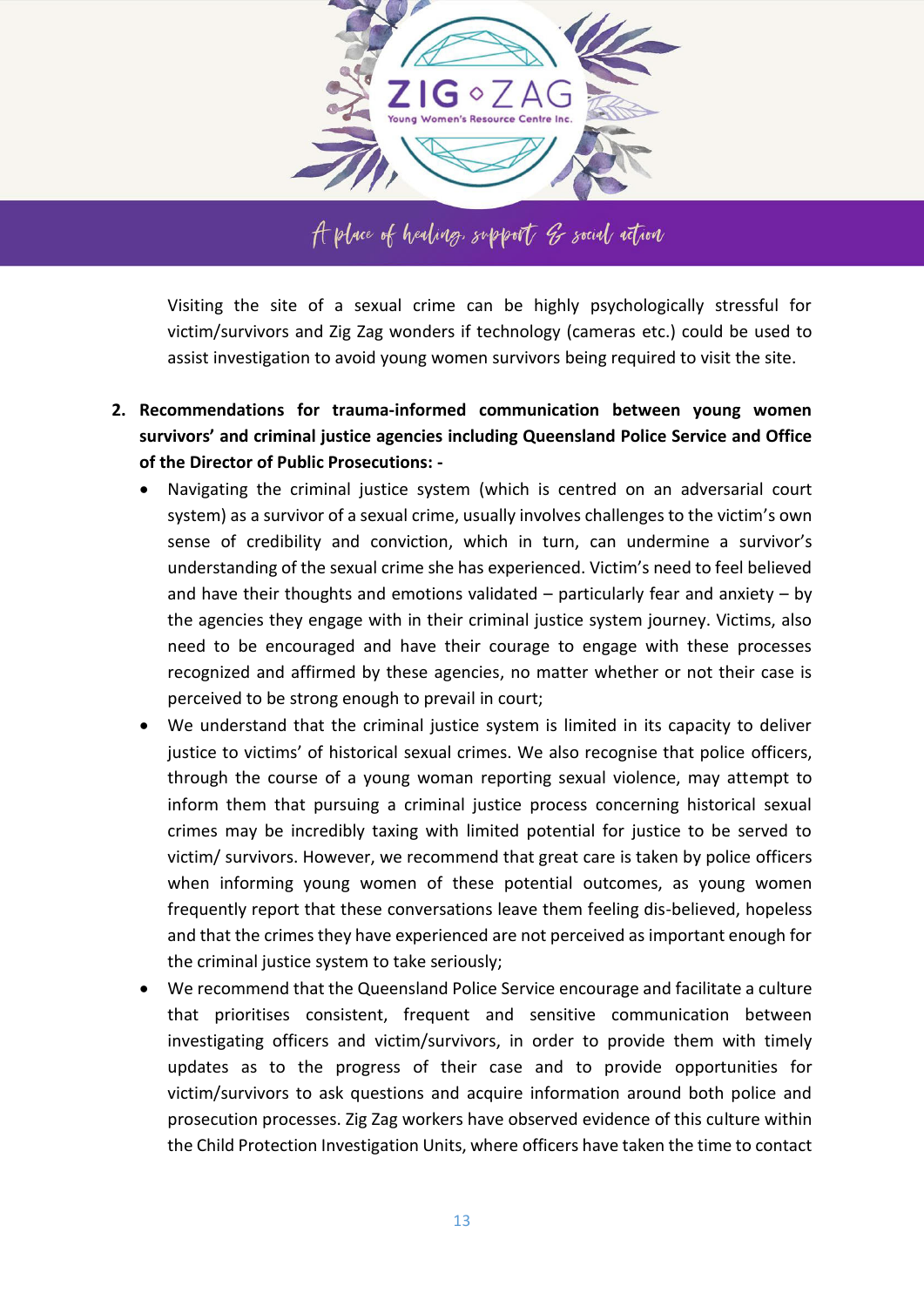Visiting the site of a sexual crime can be highly psychologically stressful for victim/survivors and Zig Zag wonders if technology (cameras etc.) could be used to assist investigation to avoid young women survivors being required to visit the site.

2. **Recommendations for trauma-informed communication between young women survivors' and criminal justice agencies including Queensland Police Service and Office of the Director of Public Prosecutions: -**
   - Navigating the criminal justice system (which is centred on an adversarial court system) as a survivor of a sexual crime, usually involves challenges to the victim's own sense of credibility and conviction, which in turn, can undermine a survivor's understanding of the sexual crime she has experienced. Victim's need to feel believed and have their thoughts and emotions validated – particularly fear and anxiety – by the agencies they engage with in their criminal justice system journey. Victims, also need to be encouraged and have their courage to engage with these processes recognized and affirmed by these agencies, no matter whether or not their case is perceived to be strong enough to prevail in court;
   - We understand that the criminal justice system is limited in its capacity to deliver justice to victims' of historical sexual crimes. We also recognise that police officers, through the course of a young woman reporting sexual violence, may attempt to inform them that pursuing a criminal justice process concerning historical sexual crimes may be incredibly taxing with limited potential for justice to be served to victim/ survivors. However, we recommend that great care is taken by police officers when informing young women of these potential outcomes, as young women frequently report that these conversations leave them feeling dis-believed, hopeless and that the crimes they have experienced are not perceived as important enough for the criminal justice system to take seriously;
   - We recommend that the Queensland Police Service encourage and facilitate a culture that prioritises consistent, frequent and sensitive communication between investigating officers and victim/survivors, in order to provide them with timely updates as to the progress of their case and to provide opportunities for victim/survivors to ask questions and acquire information around both police and prosecution processes. Zig Zag workers have observed evidence of this culture within the Child Protection Investigation Units, where officers have taken the time to contact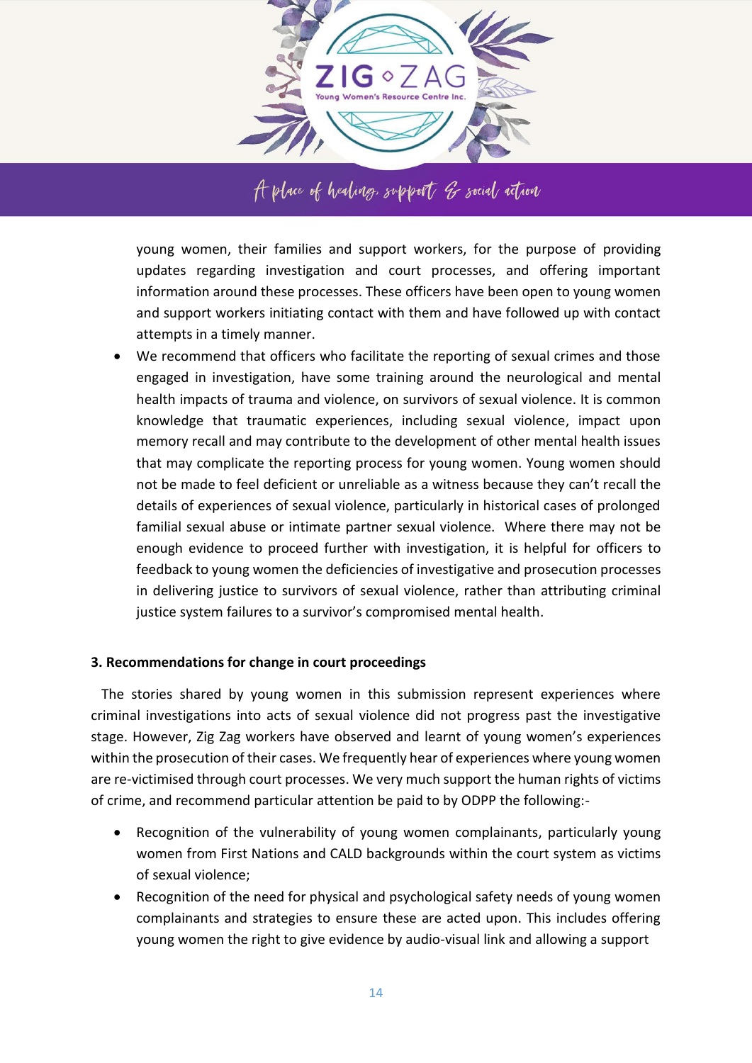young women, their families and support workers, for the purpose of providing updates regarding investigation and court processes, and offering important information around these processes. These officers have been open to young women and support workers initiating contact with them and have followed up with contact attempts in a timely manner.

- We recommend that officers who facilitate the reporting of sexual crimes and those engaged in investigation, have some training around the neurological and mental health impacts of trauma and violence, on survivors of sexual violence. It is common knowledge that traumatic experiences, including sexual violence, impact upon memory recall and may contribute to the development of other mental health issues that may complicate the reporting process for young women. Young women should not be made to feel deficient or unreliable as a witness because they can't recall the details of experiences of sexual violence, particularly in historical cases of prolonged familial sexual abuse or intimate partner sexual violence. Where there may not be enough evidence to proceed further with investigation, it is helpful for officers to feedback to young women the deficiencies of investigative and prosecution processes in delivering justice to survivors of sexual violence, rather than attributing criminal justice system failures to a survivor's compromised mental health.

**3. Recommendations for change in court proceedings**

The stories shared by young women in this submission represent experiences where criminal investigations into acts of sexual violence did not progress past the investigative stage. However, Zig Zag workers have observed and learnt of young women's experiences within the prosecution of their cases. We frequently hear of experiences where young women are re-victimised through court processes. We very much support the human rights of victims of crime, and recommend particular attention be paid to by ODPP the following:-

- Recognition of the vulnerability of young women complainants, particularly young women from First Nations and CALD backgrounds within the court system as victims of sexual violence;
- Recognition of the need for physical and psychological safety needs of young women complainants and strategies to ensure these are acted upon. This includes offering young women the right to give evidence by audio-visual link and allowing a support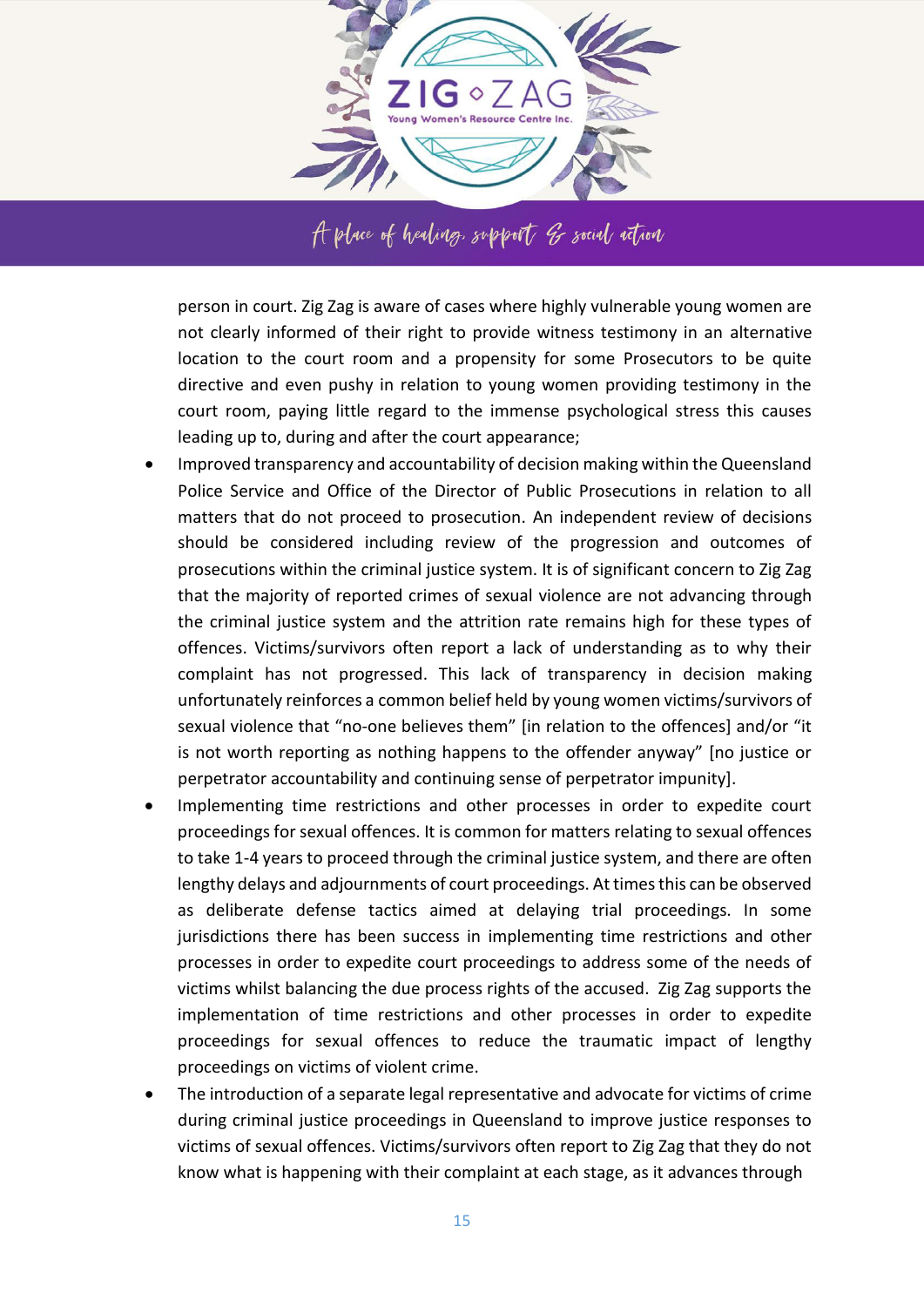person in court. Zig Zag is aware of cases where highly vulnerable young women are not clearly informed of their right to provide witness testimony in an alternative location to the court room and a propensity for some Prosecutors to be quite directive and even pushy in relation to young women providing testimony in the court room, paying little regard to the immense psychological stress this causes leading up to, during and after the court appearance;

- Improved transparency and accountability of decision making within the Queensland Police Service and Office of the Director of Public Prosecutions in relation to all matters that do not proceed to prosecution. An independent review of decisions should be considered including review of the progression and outcomes of prosecutions within the criminal justice system. It is of significant concern to Zig Zag that the majority of reported crimes of sexual violence are not advancing through the criminal justice system and the attrition rate remains high for these types of offences. Victims/survivors often report a lack of understanding as to why their complaint has not progressed. This lack of transparency in decision making unfortunately reinforces a common belief held by young women victims/survivors of sexual violence that "no-one believes them" [in relation to the offences] and/or "it is not worth reporting as nothing happens to the offender anyway" [no justice or perpetrator accountability and continuing sense of perpetrator impunity].
- Implementing time restrictions and other processes in order to expedite court proceedings for sexual offences. It is common for matters relating to sexual offences to take 1-4 years to proceed through the criminal justice system, and there are often lengthy delays and adjournments of court proceedings. At times this can be observed as deliberate defense tactics aimed at delaying trial proceedings. In some jurisdictions there has been success in implementing time restrictions and other processes in order to expedite court proceedings to address some of the needs of victims whilst balancing the due process rights of the accused. Zig Zag supports the implementation of time restrictions and other processes in order to expedite proceedings for sexual offences to reduce the traumatic impact of lengthy proceedings on victims of violent crime.
- The introduction of a separate legal representative and advocate for victims of crime during criminal justice proceedings in Queensland to improve justice responses to victims of sexual offences. Victims/survivors often report to Zig Zag that they do not know what is happening with their complaint at each stage, as it advances through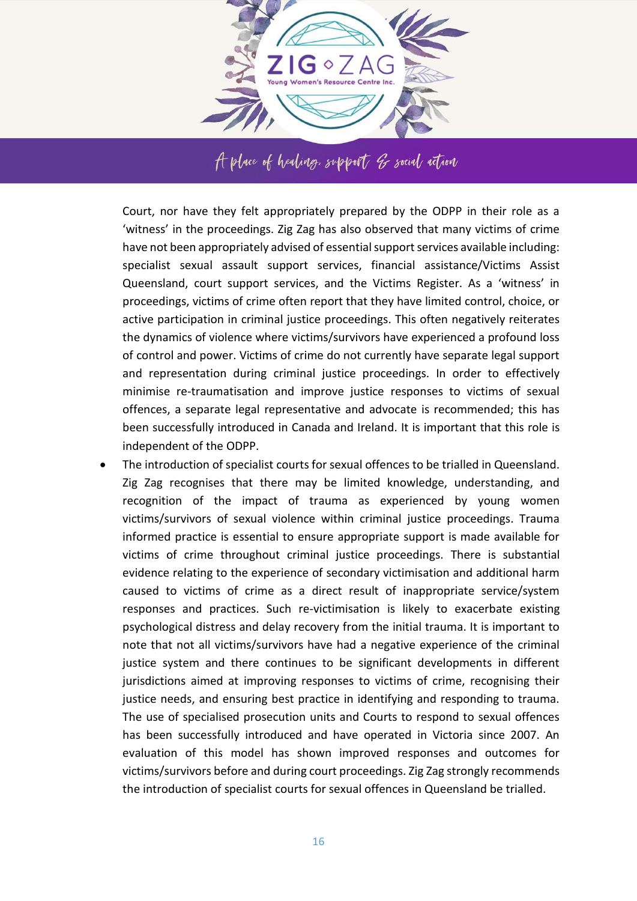Court, nor have they felt appropriately prepared by the ODPP in their role as a 'witness' in the proceedings. Zig Zag has also observed that many victims of crime have not been appropriately advised of essential support services available including: specialist sexual assault support services, financial assistance/Victims Assist Queensland, court support services, and the Victims Register. As a 'witness' in proceedings, victims of crime often report that they have limited control, choice, or active participation in criminal justice proceedings. This often negatively reiterates the dynamics of violence where victims/survivors have experienced a profound loss of control and power. Victims of crime do not currently have separate legal support and representation during criminal justice proceedings. In order to effectively minimise re-traumatisation and improve justice responses to victims of sexual offences, a separate legal representative and advocate is recommended; this has been successfully introduced in Canada and Ireland. It is important that this role is independent of the ODPP.

- The introduction of specialist courts for sexual offences to be trialled in Queensland. Zig Zag recognises that there may be limited knowledge, understanding, and recognition of the impact of trauma as experienced by young women victims/survivors of sexual violence within criminal justice proceedings. Trauma informed practice is essential to ensure appropriate support is made available for victims of crime throughout criminal justice proceedings. There is substantial evidence relating to the experience of secondary victimisation and additional harm caused to victims of crime as a direct result of inappropriate service/system responses and practices. Such re-victimisation is likely to exacerbate existing psychological distress and delay recovery from the initial trauma. It is important to note that not all victims/survivors have had a negative experience of the criminal justice system and there continues to be significant developments in different jurisdictions aimed at improving responses to victims of crime, recognising their justice needs, and ensuring best practice in identifying and responding to trauma. The use of specialised prosecution units and Courts to respond to sexual offences has been successfully introduced and have operated in Victoria since 2007. An evaluation of this model has shown improved responses and outcomes for victims/survivors before and during court proceedings. Zig Zag strongly recommends the introduction of specialist courts for sexual offences in Queensland be trialled.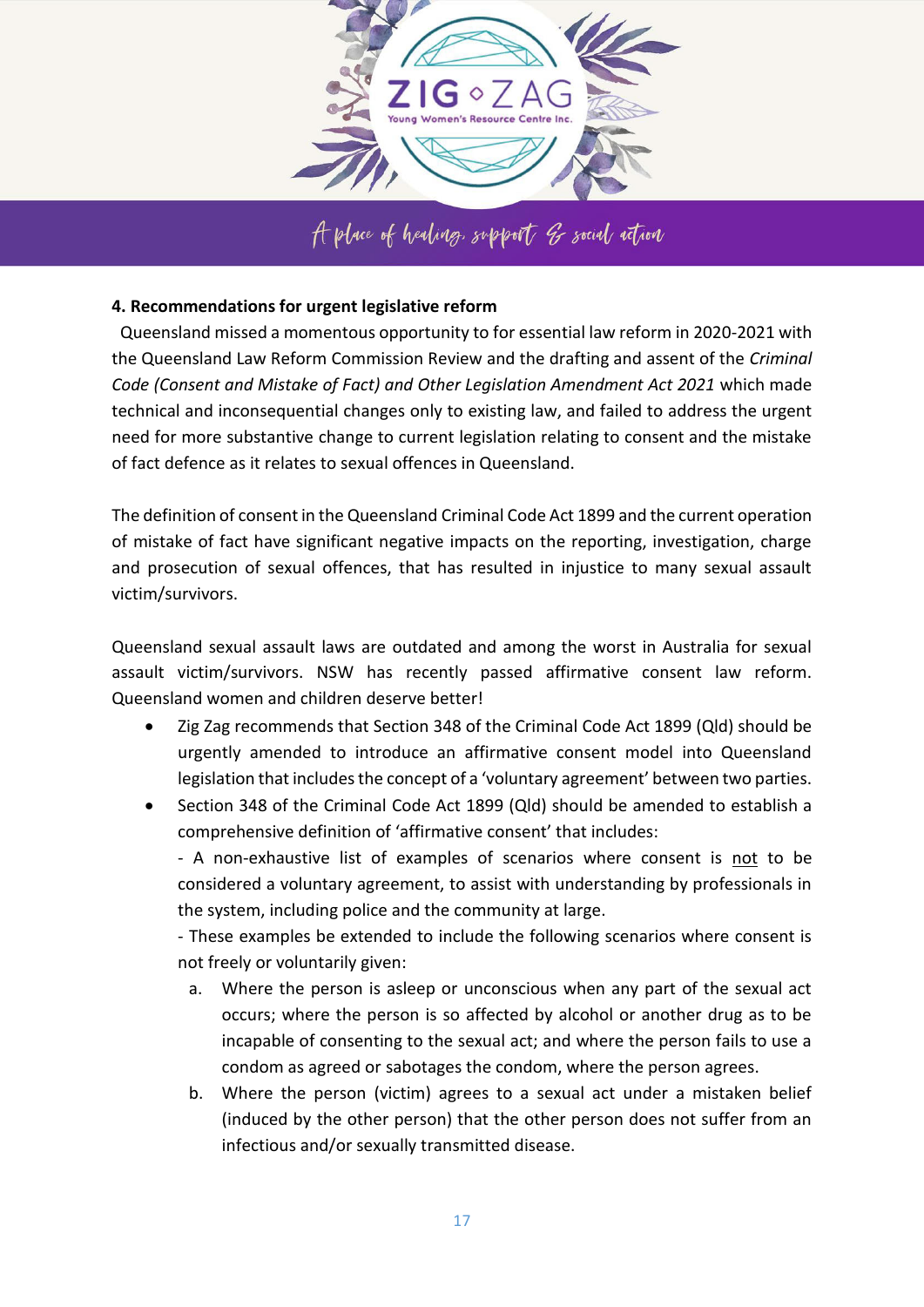**4. Recommendations for urgent legislative reform**

Queensland missed a momentous opportunity to for essential law reform in 2020-2021 with the Queensland Law Reform Commission Review and the drafting and assent of the *Criminal Code (Consent and Mistake of Fact) and Other Legislation Amendment Act 2021* which made technical and inconsequential changes only to existing law, and failed to address the urgent need for more substantive change to current legislation relating to consent and the mistake of fact defence as it relates to sexual offences in Queensland.

The definition of consent in the Queensland Criminal Code Act 1899 and the current operation of mistake of fact have significant negative impacts on the reporting, investigation, charge and prosecution of sexual offences, that has resulted in injustice to many sexual assault victim/survivors.

Queensland sexual assault laws are outdated and among the worst in Australia for sexual assault victim/survivors. NSW has recently passed affirmative consent law reform. Queensland women and children deserve better!

- Zig Zag recommends that Section 348 of the Criminal Code Act 1899 (Qld) should be urgently amended to introduce an affirmative consent model into Queensland legislation that includes the concept of a 'voluntary agreement' between two parties.
- Section 348 of the Criminal Code Act 1899 (Qld) should be amended to establish a comprehensive definition of 'affirmative consent' that includes:

  - A non-exhaustive list of examples of scenarios where consent is <u>not</u> to be considered a voluntary agreement, to assist with understanding by professionals in the system, including police and the community at large.

  - These examples be extended to include the following scenarios where consent is not freely or voluntarily given:

    a. Where the person is asleep or unconscious when any part of the sexual act occurs; where the person is so affected by alcohol or another drug as to be incapable of consenting to the sexual act; and where the person fails to use a condom as agreed or sabotages the condom, where the person agrees.

    b. Where the person (victim) agrees to a sexual act under a mistaken belief (induced by the other person) that the other person does not suffer from an infectious and/or sexually transmitted disease.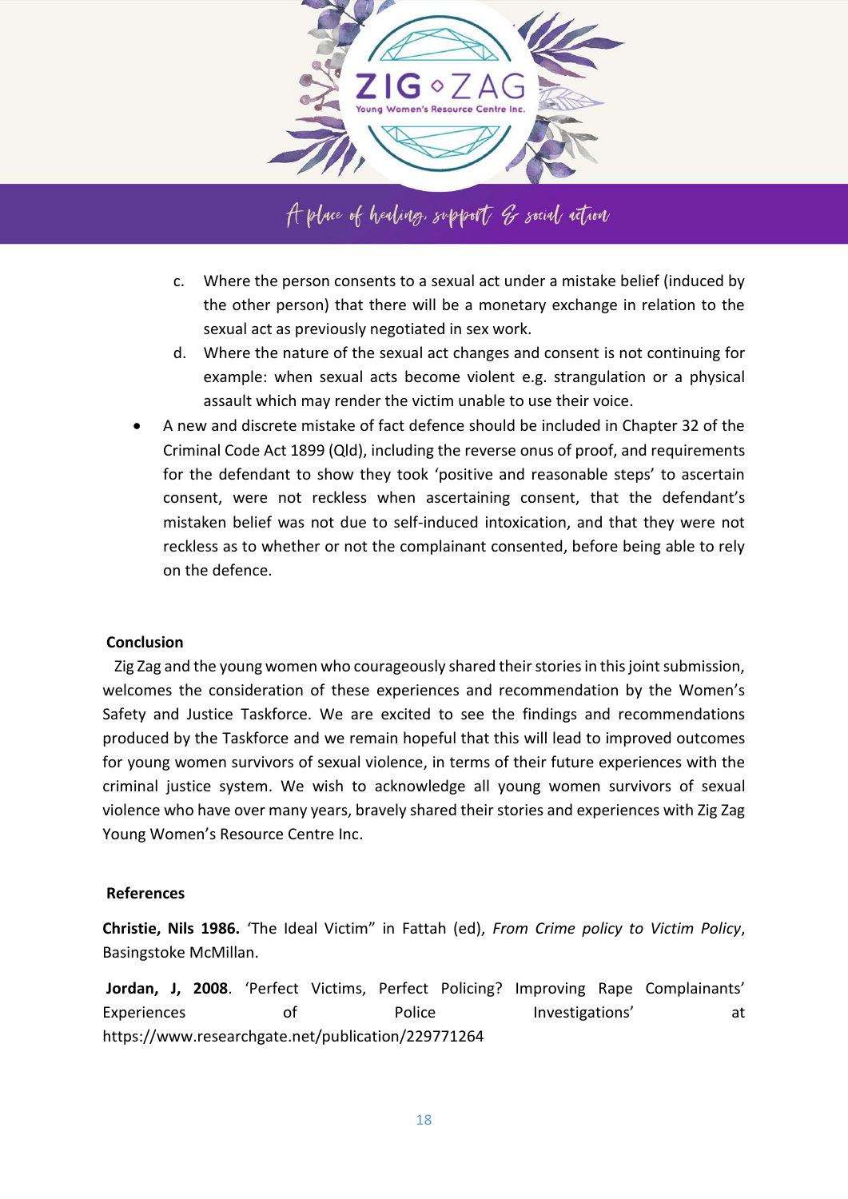c. Where the person consents to a sexual act under a mistake belief (induced by the other person) that there will be a monetary exchange in relation to the sexual act as previously negotiated in sex work.
   d. Where the nature of the sexual act changes and consent is not continuing for example: when sexual acts become violent e.g. strangulation or a physical assault which may render the victim unable to use their voice.

- A new and discrete mistake of fact defence should be included in Chapter 32 of the Criminal Code Act 1899 (Qld), including the reverse onus of proof, and requirements for the defendant to show they took 'positive and reasonable steps' to ascertain consent, were not reckless when ascertaining consent, that the defendant's mistaken belief was not due to self-induced intoxication, and that they were not reckless as to whether or not the complainant consented, before being able to rely on the defence.

**Conclusion**

Zig Zag and the young women who courageously shared their stories in this joint submission, welcomes the consideration of these experiences and recommendation by the Women's Safety and Justice Taskforce. We are excited to see the findings and recommendations produced by the Taskforce and we remain hopeful that this will lead to improved outcomes for young women survivors of sexual violence, in terms of their future experiences with the criminal justice system. We wish to acknowledge all young women survivors of sexual violence who have over many years, bravely shared their stories and experiences with Zig Zag Young Women's Resource Centre Inc.

**References**

**Christie, Nils 1986.** 'The Ideal Victim" in Fattah (ed), *From Crime policy to Victim Policy*, Basingstoke McMillan.

**Jordan, J, 2008**. 'Perfect Victims, Perfect Policing? Improving Rape Complainants' Experiences of Police Investigations' at https://www.researchgate.net/publication/229771264